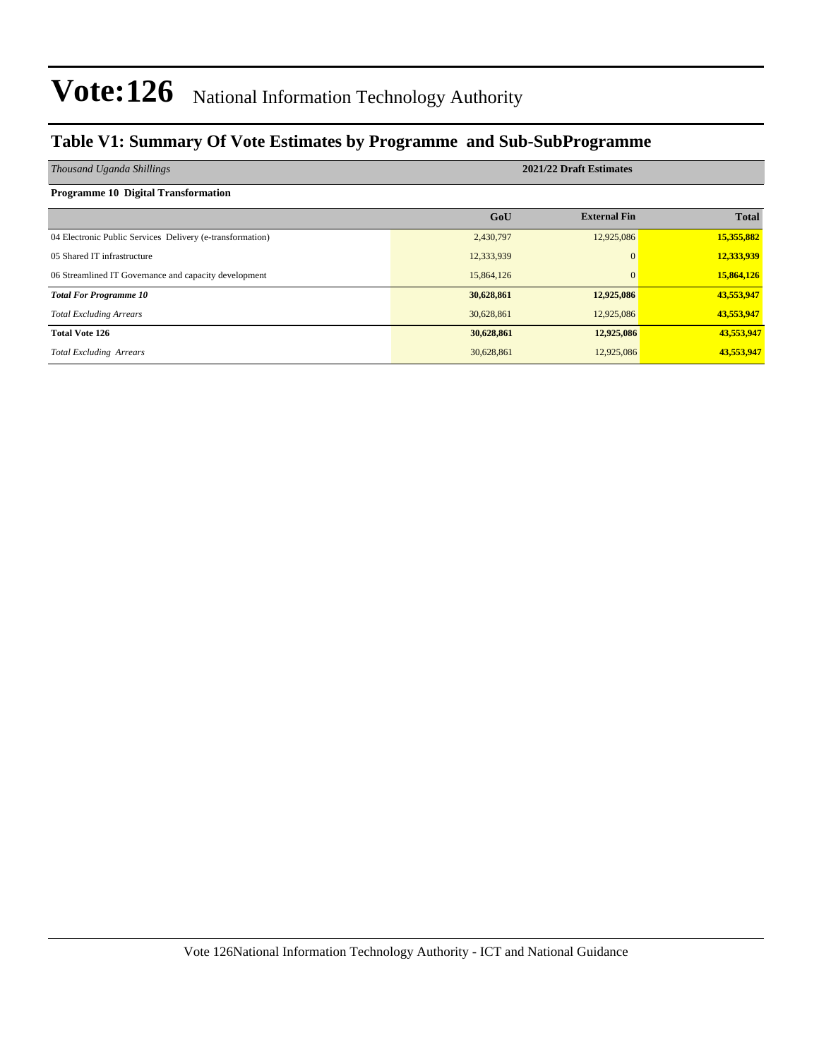# Vote:126 National Information Technology Authority

## Table V1: Summary Of Vote Estimates by Programme and Sub-SubProgramme

| *Thousand Uganda Shillings* | 2021/22 Draft Estimates | | |
|---|---|---|---|
| **Programme 10 Digital Transformation** | | | |
| | **GoU** | **External Fin** | **Total** |
| 04 Electronic Public Services Delivery (e-transformation) | 2,430,797 | 12,925,086 | **15,355,882** |
| 05 Shared IT infrastructure | 12,333,939 | 0 | **12,333,939** |
| 06 Streamlined IT Governance and capacity development | 15,864,126 | 0 | **15,864,126** |
| ***Total For Programme 10*** | **30,628,861** | **12,925,086** | **43,553,947** |
| *Total Excluding Arrears* | 30,628,861 | 12,925,086 | **43,553,947** |
| **Total Vote 126** | **30,628,861** | **12,925,086** | **43,553,947** |
| *Total Excluding Arrears* | 30,628,861 | 12,925,086 | **43,553,947** |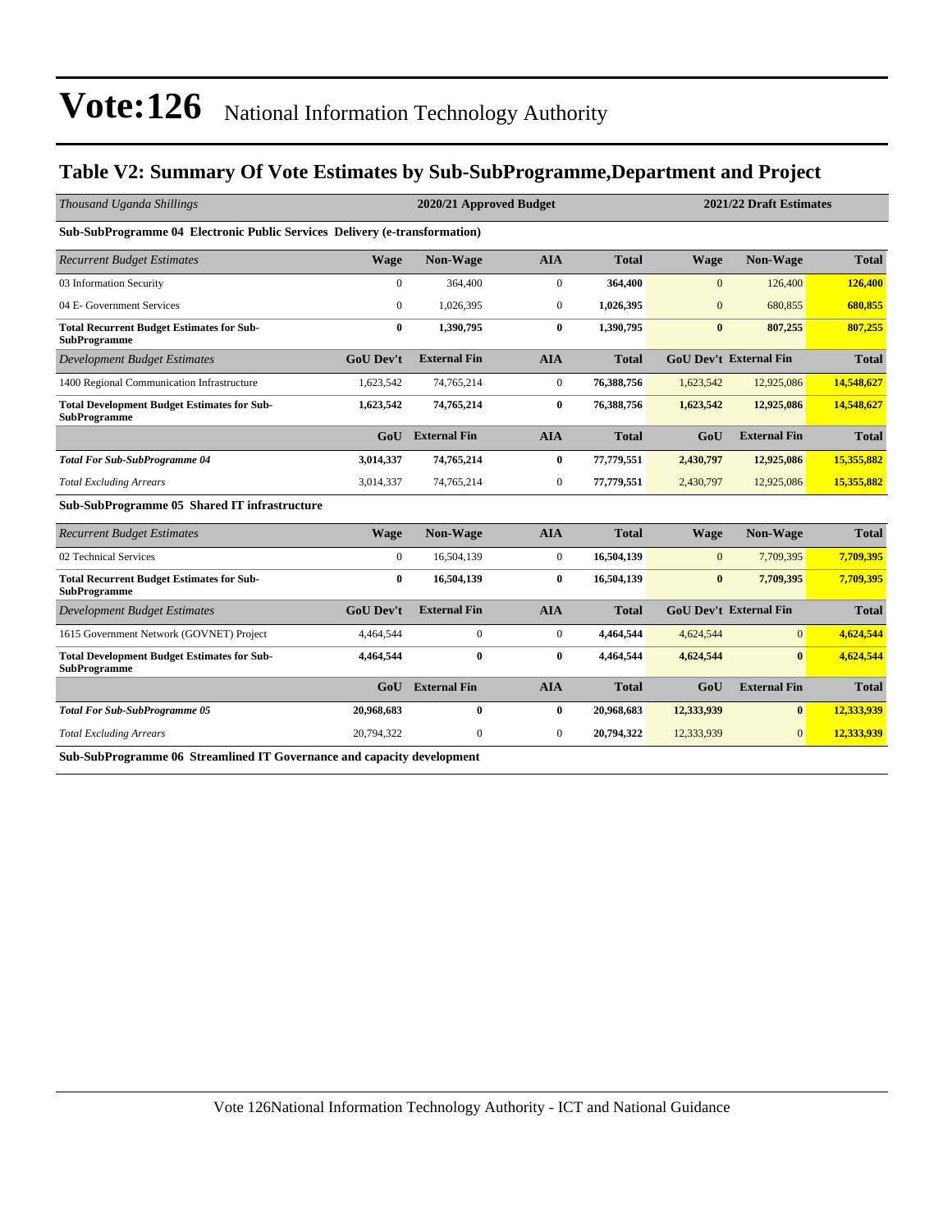# Vote:126 National Information Technology Authority

## Table V2: Summary Of Vote Estimates by Sub-SubProgramme,Department and Project

| *Thousand Uganda Shillings* | 2020/21 Approved Budget | | | | 2021/22 Draft Estimates | | |
|---|---|---|---|---|---|---|---|
| **Sub-SubProgramme 04 Electronic Public Services Delivery (e-transformation)** | | | | | | | |
| *Recurrent Budget Estimates* | **Wage** | **Non-Wage** | **AIA** | **Total** | **Wage** | **Non-Wage** | **Total** |
| 03 Information Security | 0 | 364,400 | 0 | **364,400** | 0 | 126,400 | **126,400** |
| 04 E- Government Services | 0 | 1,026,395 | 0 | **1,026,395** | 0 | 680,855 | **680,855** |
| **Total Recurrent Budget Estimates for Sub-SubProgramme** | **0** | **1,390,795** | **0** | **1,390,795** | **0** | **807,255** | **807,255** |
| *Development Budget Estimates* | **GoU Dev't** | **External Fin** | **AIA** | **Total** | **GoU Dev't** | **External Fin** | **Total** |
| 1400 Regional Communication Infrastructure | 1,623,542 | 74,765,214 | 0 | **76,388,756** | 1,623,542 | 12,925,086 | **14,548,627** |
| **Total Development Budget Estimates for Sub-SubProgramme** | **1,623,542** | **74,765,214** | **0** | **76,388,756** | **1,623,542** | **12,925,086** | **14,548,627** |
| | **GoU** | **External Fin** | **AIA** | **Total** | **GoU** | **External Fin** | **Total** |
| ***Total For Sub-SubProgramme 04*** | **3,014,337** | **74,765,214** | **0** | **77,779,551** | **2,430,797** | **12,925,086** | **15,355,882** |
| *Total Excluding Arrears* | 3,014,337 | 74,765,214 | 0 | **77,779,551** | 2,430,797 | 12,925,086 | **15,355,882** |
| **Sub-SubProgramme 05 Shared IT infrastructure** | | | | | | | |
| *Recurrent Budget Estimates* | **Wage** | **Non-Wage** | **AIA** | **Total** | **Wage** | **Non-Wage** | **Total** |
| 02 Technical Services | 0 | 16,504,139 | 0 | **16,504,139** | 0 | 7,709,395 | **7,709,395** |
| **Total Recurrent Budget Estimates for Sub-SubProgramme** | **0** | **16,504,139** | **0** | **16,504,139** | **0** | **7,709,395** | **7,709,395** |
| *Development Budget Estimates* | **GoU Dev't** | **External Fin** | **AIA** | **Total** | **GoU Dev't** | **External Fin** | **Total** |
| 1615 Government Network (GOVNET) Project | 4,464,544 | 0 | 0 | **4,464,544** | 4,624,544 | 0 | **4,624,544** |
| **Total Development Budget Estimates for Sub-SubProgramme** | **4,464,544** | **0** | **0** | **4,464,544** | **4,624,544** | **0** | **4,624,544** |
| | **GoU** | **External Fin** | **AIA** | **Total** | **GoU** | **External Fin** | **Total** |
| ***Total For Sub-SubProgramme 05*** | **20,968,683** | **0** | **0** | **20,968,683** | **12,333,939** | **0** | **12,333,939** |
| *Total Excluding Arrears* | 20,794,322 | 0 | 0 | **20,794,322** | 12,333,939 | 0 | **12,333,939** |
| **Sub-SubProgramme 06 Streamlined IT Governance and capacity development** | | | | | | | |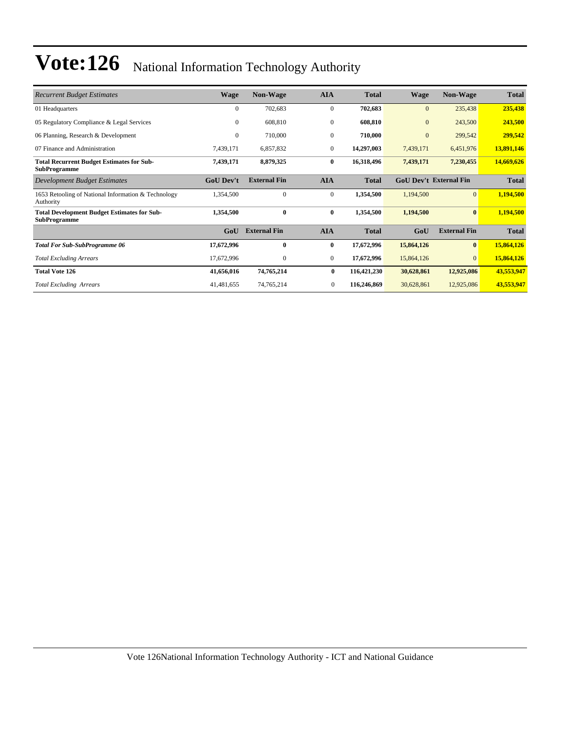# Vote:126 National Information Technology Authority

| *Recurrent Budget Estimates* | Wage | Non-Wage | AIA | Total | Wage | Non-Wage | Total |
|---|---|---|---|---|---|---|---|
| 01 Headquarters | 0 | 702,683 | 0 | **702,683** | 0 | 235,438 | **235,438** |
| 05 Regulatory Compliance & Legal Services | 0 | 608,810 | 0 | **608,810** | 0 | 243,500 | **243,500** |
| 06 Planning, Research & Development | 0 | 710,000 | 0 | **710,000** | 0 | 299,542 | **299,542** |
| 07 Finance and Administration | 7,439,171 | 6,857,832 | 0 | **14,297,003** | 7,439,171 | 6,451,976 | **13,891,146** |
| **Total Recurrent Budget Estimates for Sub-SubProgramme** | **7,439,171** | **8,879,325** | **0** | **16,318,496** | **7,439,171** | **7,230,455** | **14,669,626** |
| *Development Budget Estimates* | **GoU Dev't** | **External Fin** | **AIA** | **Total** | **GoU Dev't** | **External Fin** | **Total** |
| 1653 Retooling of National Information & Technology Authority | 1,354,500 | 0 | 0 | **1,354,500** | 1,194,500 | 0 | **1,194,500** |
| **Total Development Budget Estimates for Sub-SubProgramme** | **1,354,500** | **0** | **0** | **1,354,500** | **1,194,500** | **0** | **1,194,500** |
| | **GoU** | **External Fin** | **AIA** | **Total** | **GoU** | **External Fin** | **Total** |
| ***Total For Sub-SubProgramme 06*** | **17,672,996** | **0** | **0** | **17,672,996** | **15,864,126** | **0** | **15,864,126** |
| *Total Excluding Arrears* | 17,672,996 | 0 | 0 | **17,672,996** | 15,864,126 | 0 | **15,864,126** |
| **Total Vote 126** | **41,656,016** | **74,765,214** | **0** | **116,421,230** | **30,628,861** | **12,925,086** | **43,553,947** |
| *Total Excluding Arrears* | 41,481,655 | 74,765,214 | 0 | **116,246,869** | 30,628,861 | 12,925,086 | **43,553,947** |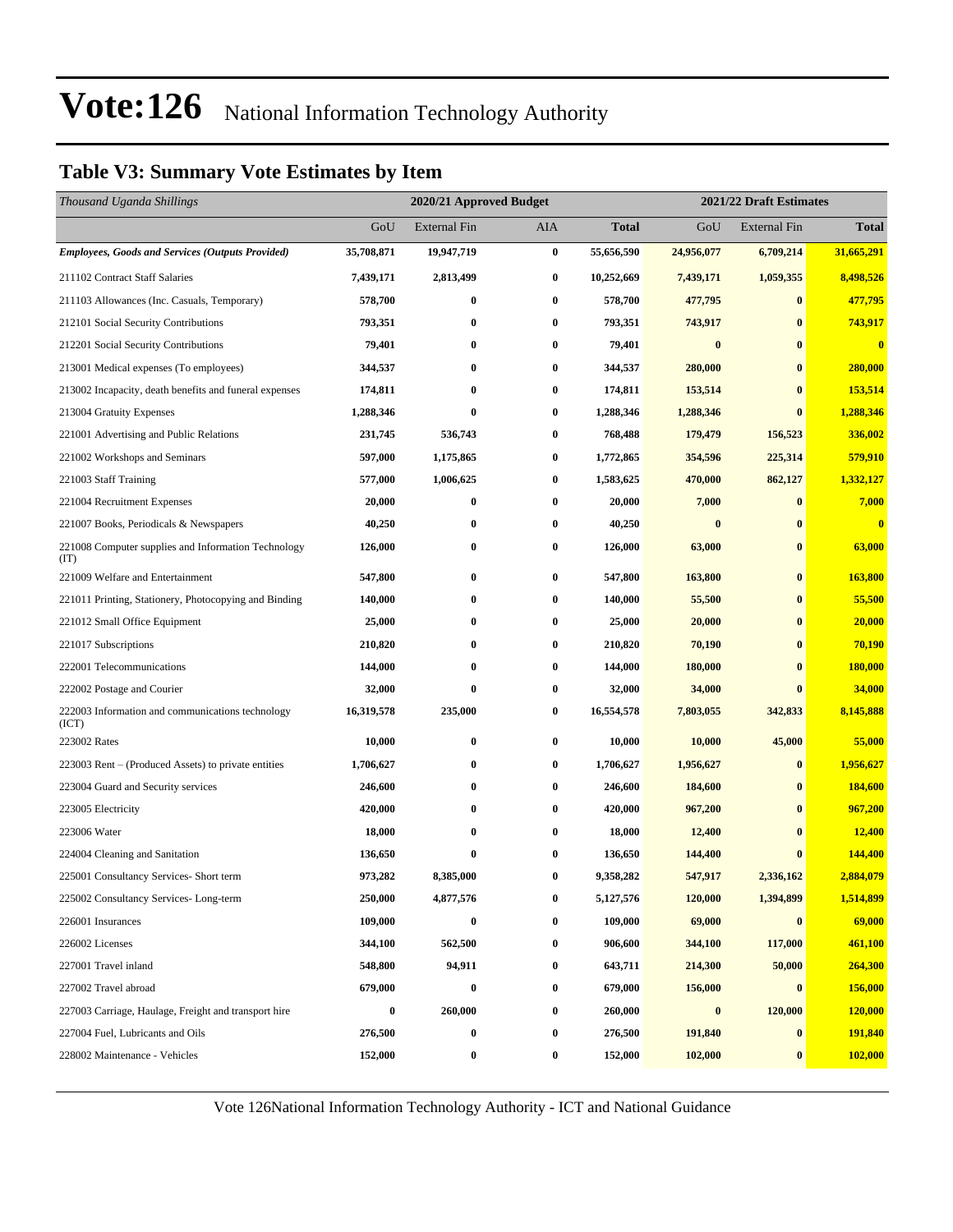# Vote:126 National Information Technology Authority

## Table V3: Summary Vote Estimates by Item

| *Thousand Uganda Shillings* | 2020/21 Approved Budget | | | | 2021/22 Draft Estimates | | |
|---|---|---|---|---|---|---|---|
| | GoU | External Fin | AIA | **Total** | GoU | External Fin | **Total** |
| ***Employees, Goods and Services (Outputs Provided)*** | **35,708,871** | **19,947,719** | **0** | **55,656,590** | **24,956,077** | **6,709,214** | **31,665,291** |
| 211102 Contract Staff Salaries | **7,439,171** | **2,813,499** | **0** | **10,252,669** | **7,439,171** | **1,059,355** | **8,498,526** |
| 211103 Allowances (Inc. Casuals, Temporary) | **578,700** | **0** | **0** | **578,700** | **477,795** | **0** | **477,795** |
| 212101 Social Security Contributions | **793,351** | **0** | **0** | **793,351** | **743,917** | **0** | **743,917** |
| 212201 Social Security Contributions | **79,401** | **0** | **0** | **79,401** | **0** | **0** | **0** |
| 213001 Medical expenses (To employees) | **344,537** | **0** | **0** | **344,537** | **280,000** | **0** | **280,000** |
| 213002 Incapacity, death benefits and funeral expenses | **174,811** | **0** | **0** | **174,811** | **153,514** | **0** | **153,514** |
| 213004 Gratuity Expenses | **1,288,346** | **0** | **0** | **1,288,346** | **1,288,346** | **0** | **1,288,346** |
| 221001 Advertising and Public Relations | **231,745** | **536,743** | **0** | **768,488** | **179,479** | **156,523** | **336,002** |
| 221002 Workshops and Seminars | **597,000** | **1,175,865** | **0** | **1,772,865** | **354,596** | **225,314** | **579,910** |
| 221003 Staff Training | **577,000** | **1,006,625** | **0** | **1,583,625** | **470,000** | **862,127** | **1,332,127** |
| 221004 Recruitment Expenses | **20,000** | **0** | **0** | **20,000** | **7,000** | **0** | **7,000** |
| 221007 Books, Periodicals & Newspapers | **40,250** | **0** | **0** | **40,250** | **0** | **0** | **0** |
| 221008 Computer supplies and Information Technology (IT) | **126,000** | **0** | **0** | **126,000** | **63,000** | **0** | **63,000** |
| 221009 Welfare and Entertainment | **547,800** | **0** | **0** | **547,800** | **163,800** | **0** | **163,800** |
| 221011 Printing, Stationery, Photocopying and Binding | **140,000** | **0** | **0** | **140,000** | **55,500** | **0** | **55,500** |
| 221012 Small Office Equipment | **25,000** | **0** | **0** | **25,000** | **20,000** | **0** | **20,000** |
| 221017 Subscriptions | **210,820** | **0** | **0** | **210,820** | **70,190** | **0** | **70,190** |
| 222001 Telecommunications | **144,000** | **0** | **0** | **144,000** | **180,000** | **0** | **180,000** |
| 222002 Postage and Courier | **32,000** | **0** | **0** | **32,000** | **34,000** | **0** | **34,000** |
| 222003 Information and communications technology (ICT) | **16,319,578** | **235,000** | **0** | **16,554,578** | **7,803,055** | **342,833** | **8,145,888** |
| 223002 Rates | **10,000** | **0** | **0** | **10,000** | **10,000** | **45,000** | **55,000** |
| 223003 Rent – (Produced Assets) to private entities | **1,706,627** | **0** | **0** | **1,706,627** | **1,956,627** | **0** | **1,956,627** |
| 223004 Guard and Security services | **246,600** | **0** | **0** | **246,600** | **184,600** | **0** | **184,600** |
| 223005 Electricity | **420,000** | **0** | **0** | **420,000** | **967,200** | **0** | **967,200** |
| 223006 Water | **18,000** | **0** | **0** | **18,000** | **12,400** | **0** | **12,400** |
| 224004 Cleaning and Sanitation | **136,650** | **0** | **0** | **136,650** | **144,400** | **0** | **144,400** |
| 225001 Consultancy Services- Short term | **973,282** | **8,385,000** | **0** | **9,358,282** | **547,917** | **2,336,162** | **2,884,079** |
| 225002 Consultancy Services- Long-term | **250,000** | **4,877,576** | **0** | **5,127,576** | **120,000** | **1,394,899** | **1,514,899** |
| 226001 Insurances | **109,000** | **0** | **0** | **109,000** | **69,000** | **0** | **69,000** |
| 226002 Licenses | **344,100** | **562,500** | **0** | **906,600** | **344,100** | **117,000** | **461,100** |
| 227001 Travel inland | **548,800** | **94,911** | **0** | **643,711** | **214,300** | **50,000** | **264,300** |
| 227002 Travel abroad | **679,000** | **0** | **0** | **679,000** | **156,000** | **0** | **156,000** |
| 227003 Carriage, Haulage, Freight and transport hire | **0** | **260,000** | **0** | **260,000** | **0** | **120,000** | **120,000** |
| 227004 Fuel, Lubricants and Oils | **276,500** | **0** | **0** | **276,500** | **191,840** | **0** | **191,840** |
| 228002 Maintenance - Vehicles | **152,000** | **0** | **0** | **152,000** | **102,000** | **0** | **102,000** |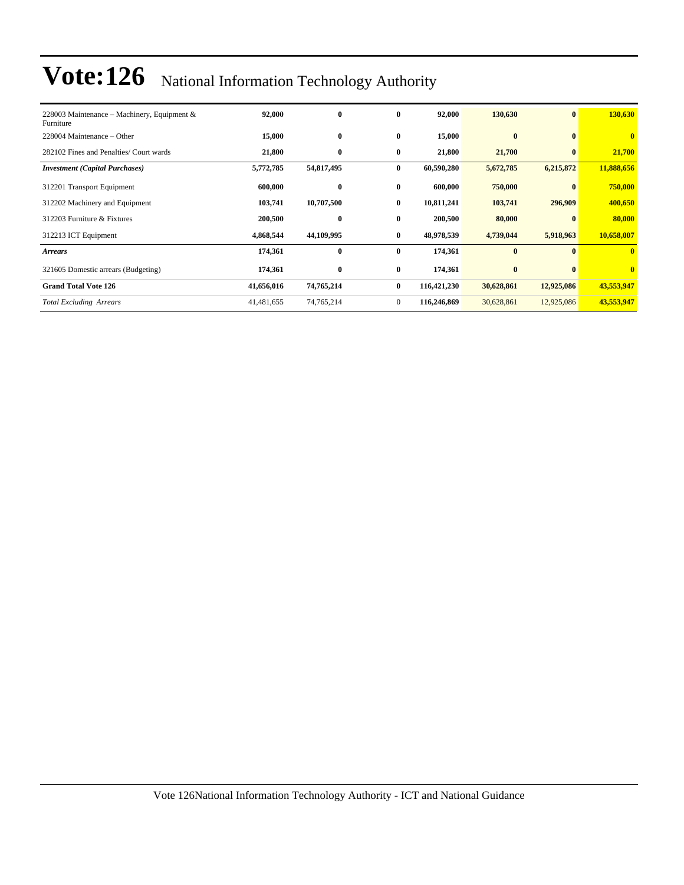| | | | | | | | |
|---|---|---|---|---|---|---|---|
| 228003 Maintenance – Machinery, Equipment & Furniture | **92,000** | **0** | **0** | **92,000** | **130,630** | **0** | **130,630** |
| 228004 Maintenance – Other | **15,000** | **0** | **0** | **15,000** | **0** | **0** | **0** |
| 282102 Fines and Penalties/ Court wards | **21,800** | **0** | **0** | **21,800** | **21,700** | **0** | **21,700** |
| ***Investment (Capital Purchases)*** | **5,772,785** | **54,817,495** | **0** | **60,590,280** | **5,672,785** | **6,215,872** | **11,888,656** |
| 312201 Transport Equipment | **600,000** | **0** | **0** | **600,000** | **750,000** | **0** | **750,000** |
| 312202 Machinery and Equipment | **103,741** | **10,707,500** | **0** | **10,811,241** | **103,741** | **296,909** | **400,650** |
| 312203 Furniture & Fixtures | **200,500** | **0** | **0** | **200,500** | **80,000** | **0** | **80,000** |
| 312213 ICT Equipment | **4,868,544** | **44,109,995** | **0** | **48,978,539** | **4,739,044** | **5,918,963** | **10,658,007** |
| ***Arrears*** | **174,361** | **0** | **0** | **174,361** | **0** | **0** | **0** |
| 321605 Domestic arrears (Budgeting) | **174,361** | **0** | **0** | **174,361** | **0** | **0** | **0** |
| **Grand Total Vote 126** | **41,656,016** | **74,765,214** | **0** | **116,421,230** | **30,628,861** | **12,925,086** | **43,553,947** |
| *Total Excluding Arrears* | 41,481,655 | 74,765,214 | 0 | **116,246,869** | 30,628,861 | 12,925,086 | **43,553,947** |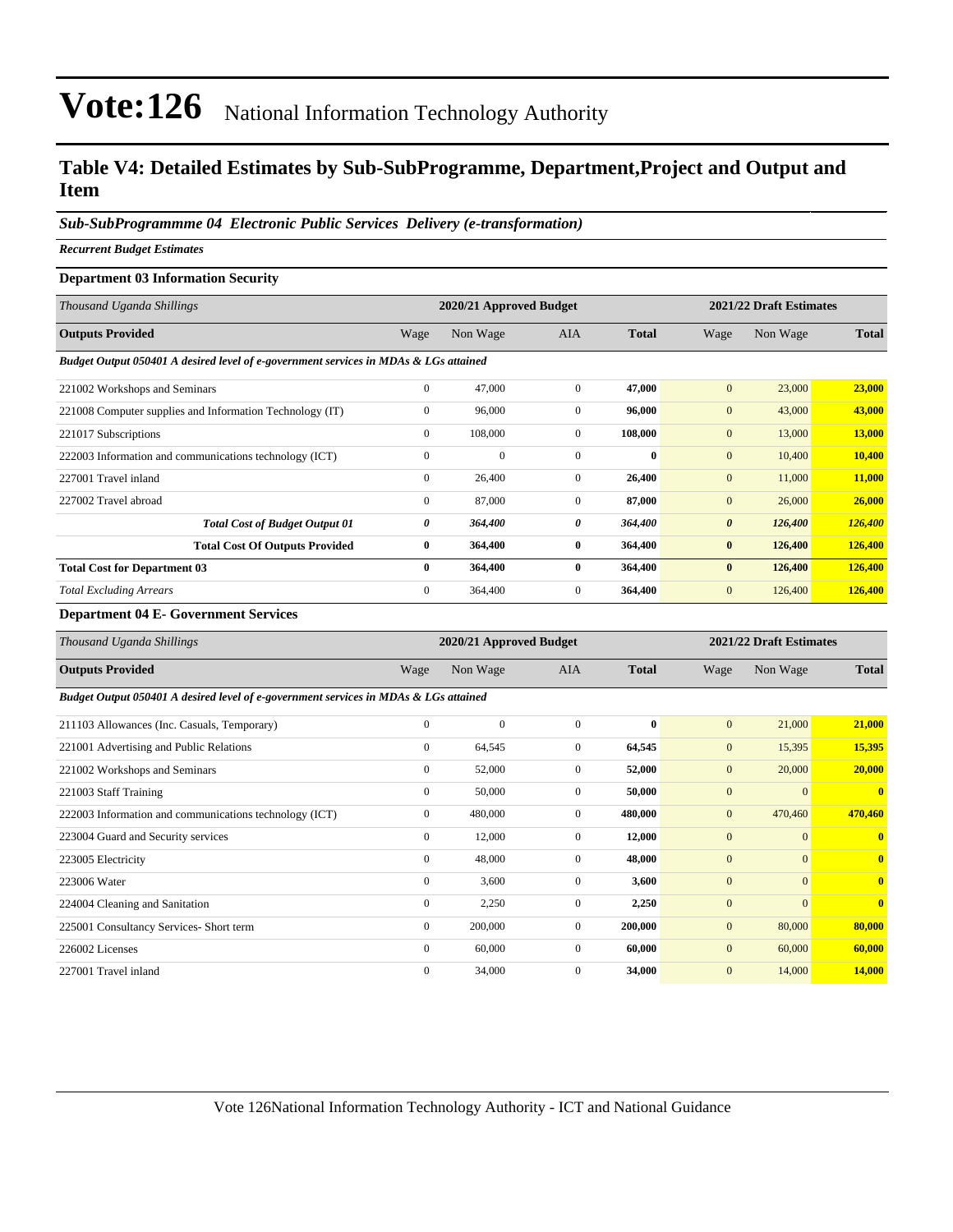# Vote:126 National Information Technology Authority

## Table V4: Detailed Estimates by Sub-SubProgramme, Department,Project and Output and Item

***Sub-SubProgrammme 04 Electronic Public Services Delivery (e-transformation)***

***Recurrent Budget Estimates***

### Department 03 Information Security

| *Thousand Uganda Shillings* | 2020/21 Approved Budget | | | | 2021/22 Draft Estimates | | |
|---|---|---|---|---|---|---|---|
| **Outputs Provided** | Wage | Non Wage | AIA | **Total** | Wage | Non Wage | **Total** |
| ***Budget Output 050401 A desired level of e-government services in MDAs & LGs attained*** | | | | | | | |
| 221002 Workshops and Seminars | 0 | 47,000 | 0 | **47,000** | 0 | 23,000 | **23,000** |
| 221008 Computer supplies and Information Technology (IT) | 0 | 96,000 | 0 | **96,000** | 0 | 43,000 | **43,000** |
| 221017 Subscriptions | 0 | 108,000 | 0 | **108,000** | 0 | 13,000 | **13,000** |
| 222003 Information and communications technology (ICT) | 0 | 0 | 0 | **0** | 0 | 10,400 | **10,400** |
| 227001 Travel inland | 0 | 26,400 | 0 | **26,400** | 0 | 11,000 | **11,000** |
| 227002 Travel abroad | 0 | 87,000 | 0 | **87,000** | 0 | 26,000 | **26,000** |
| ***Total Cost of Budget Output 01*** | ***0*** | ***364,400*** | ***0*** | ***364,400*** | ***0*** | ***126,400*** | ***126,400*** |
| **Total Cost Of Outputs Provided** | **0** | **364,400** | **0** | **364,400** | **0** | **126,400** | **126,400** |
| **Total Cost for Department 03** | **0** | **364,400** | **0** | **364,400** | **0** | **126,400** | **126,400** |
| *Total Excluding Arrears* | 0 | 364,400 | 0 | **364,400** | 0 | 126,400 | **126,400** |

### Department 04 E- Government Services

| *Thousand Uganda Shillings* | 2020/21 Approved Budget | | | | 2021/22 Draft Estimates | | |
|---|---|---|---|---|---|---|---|
| **Outputs Provided** | Wage | Non Wage | AIA | **Total** | Wage | Non Wage | **Total** |
| ***Budget Output 050401 A desired level of e-government services in MDAs & LGs attained*** | | | | | | | |
| 211103 Allowances (Inc. Casuals, Temporary) | 0 | 0 | 0 | **0** | 0 | 21,000 | **21,000** |
| 221001 Advertising and Public Relations | 0 | 64,545 | 0 | **64,545** | 0 | 15,395 | **15,395** |
| 221002 Workshops and Seminars | 0 | 52,000 | 0 | **52,000** | 0 | 20,000 | **20,000** |
| 221003 Staff Training | 0 | 50,000 | 0 | **50,000** | 0 | 0 | **0** |
| 222003 Information and communications technology (ICT) | 0 | 480,000 | 0 | **480,000** | 0 | 470,460 | **470,460** |
| 223004 Guard and Security services | 0 | 12,000 | 0 | **12,000** | 0 | 0 | **0** |
| 223005 Electricity | 0 | 48,000 | 0 | **48,000** | 0 | 0 | **0** |
| 223006 Water | 0 | 3,600 | 0 | **3,600** | 0 | 0 | **0** |
| 224004 Cleaning and Sanitation | 0 | 2,250 | 0 | **2,250** | 0 | 0 | **0** |
| 225001 Consultancy Services- Short term | 0 | 200,000 | 0 | **200,000** | 0 | 80,000 | **80,000** |
| 226002 Licenses | 0 | 60,000 | 0 | **60,000** | 0 | 60,000 | **60,000** |
| 227001 Travel inland | 0 | 34,000 | 0 | **34,000** | 0 | 14,000 | **14,000** |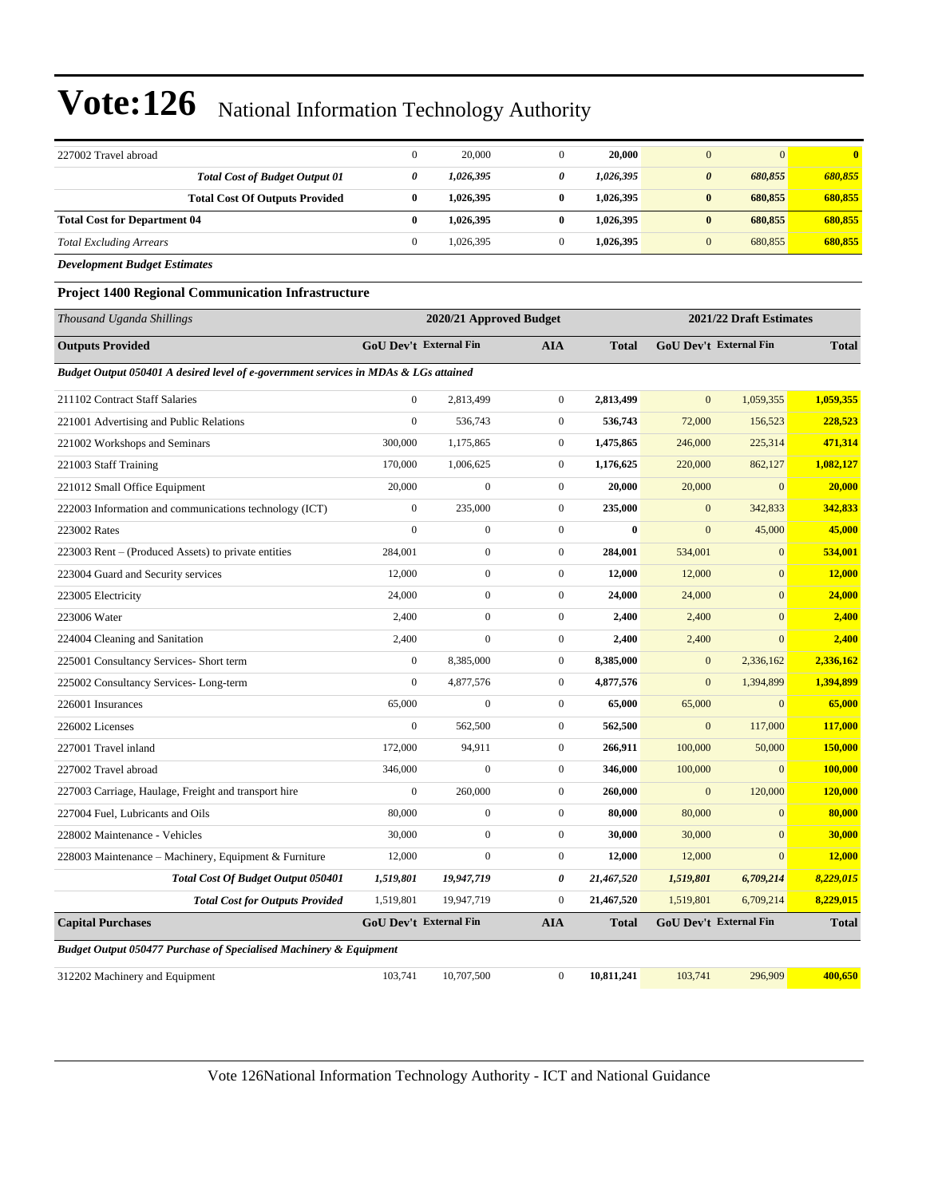# Vote:126 National Information Technology Authority

| | | | | | | | |
|---|---|---|---|---|---|---|---|
| 227002 Travel abroad | 0 | 20,000 | 0 | **20,000** | 0 | 0 | **0** |
| ***Total Cost of Budget Output 01*** | ***0*** | ***1,026,395*** | ***0*** | ***1,026,395*** | ***0*** | ***680,855*** | ***680,855*** |
| **Total Cost Of Outputs Provided** | **0** | **1,026,395** | **0** | **1,026,395** | **0** | **680,855** | **680,855** |
| **Total Cost for Department 04** | **0** | **1,026,395** | **0** | **1,026,395** | **0** | **680,855** | **680,855** |
| *Total Excluding Arrears* | 0 | 1,026,395 | 0 | **1,026,395** | 0 | 680,855 | **680,855** |

***Development Budget Estimates***

**Project 1400 Regional Communication Infrastructure**

| *Thousand Uganda Shillings* | 2020/21 Approved Budget | | | | 2021/22 Draft Estimates | | |
|---|---|---|---|---|---|---|---|
| **Outputs Provided** | **GoU Dev't** | **External Fin** | **AIA** | **Total** | **GoU Dev't** | **External Fin** | **Total** |
| ***Budget Output 050401 A desired level of e-government services in MDAs & LGs attained*** | | | | | | | |
| 211102 Contract Staff Salaries | 0 | 2,813,499 | 0 | **2,813,499** | 0 | 1,059,355 | **1,059,355** |
| 221001 Advertising and Public Relations | 0 | 536,743 | 0 | **536,743** | 72,000 | 156,523 | **228,523** |
| 221002 Workshops and Seminars | 300,000 | 1,175,865 | 0 | **1,475,865** | 246,000 | 225,314 | **471,314** |
| 221003 Staff Training | 170,000 | 1,006,625 | 0 | **1,176,625** | 220,000 | 862,127 | **1,082,127** |
| 221012 Small Office Equipment | 20,000 | 0 | 0 | **20,000** | 20,000 | 0 | **20,000** |
| 222003 Information and communications technology (ICT) | 0 | 235,000 | 0 | **235,000** | 0 | 342,833 | **342,833** |
| 223002 Rates | 0 | 0 | 0 | **0** | 0 | 45,000 | **45,000** |
| 223003 Rent – (Produced Assets) to private entities | 284,001 | 0 | 0 | **284,001** | 534,001 | 0 | **534,001** |
| 223004 Guard and Security services | 12,000 | 0 | 0 | **12,000** | 12,000 | 0 | **12,000** |
| 223005 Electricity | 24,000 | 0 | 0 | **24,000** | 24,000 | 0 | **24,000** |
| 223006 Water | 2,400 | 0 | 0 | **2,400** | 2,400 | 0 | **2,400** |
| 224004 Cleaning and Sanitation | 2,400 | 0 | 0 | **2,400** | 2,400 | 0 | **2,400** |
| 225001 Consultancy Services- Short term | 0 | 8,385,000 | 0 | **8,385,000** | 0 | 2,336,162 | **2,336,162** |
| 225002 Consultancy Services- Long-term | 0 | 4,877,576 | 0 | **4,877,576** | 0 | 1,394,899 | **1,394,899** |
| 226001 Insurances | 65,000 | 0 | 0 | **65,000** | 65,000 | 0 | **65,000** |
| 226002 Licenses | 0 | 562,500 | 0 | **562,500** | 0 | 117,000 | **117,000** |
| 227001 Travel inland | 172,000 | 94,911 | 0 | **266,911** | 100,000 | 50,000 | **150,000** |
| 227002 Travel abroad | 346,000 | 0 | 0 | **346,000** | 100,000 | 0 | **100,000** |
| 227003 Carriage, Haulage, Freight and transport hire | 0 | 260,000 | 0 | **260,000** | 0 | 120,000 | **120,000** |
| 227004 Fuel, Lubricants and Oils | 80,000 | 0 | 0 | **80,000** | 80,000 | 0 | **80,000** |
| 228002 Maintenance - Vehicles | 30,000 | 0 | 0 | **30,000** | 30,000 | 0 | **30,000** |
| 228003 Maintenance – Machinery, Equipment & Furniture | 12,000 | 0 | 0 | **12,000** | 12,000 | 0 | **12,000** |
| ***Total Cost Of Budget Output 050401*** | ***1,519,801*** | ***19,947,719*** | ***0*** | ***21,467,520*** | ***1,519,801*** | ***6,709,214*** | ***8,229,015*** |
| ***Total Cost for Outputs Provided*** | 1,519,801 | 19,947,719 | 0 | 21,467,520 | 1,519,801 | 6,709,214 | 8,229,015 |
| **Capital Purchases** | **GoU Dev't** | **External Fin** | **AIA** | **Total** | **GoU Dev't** | **External Fin** | **Total** |
| ***Budget Output 050477 Purchase of Specialised Machinery & Equipment*** | | | | | | | |
| 312202 Machinery and Equipment | 103,741 | 10,707,500 | 0 | **10,811,241** | 103,741 | 296,909 | **400,650** |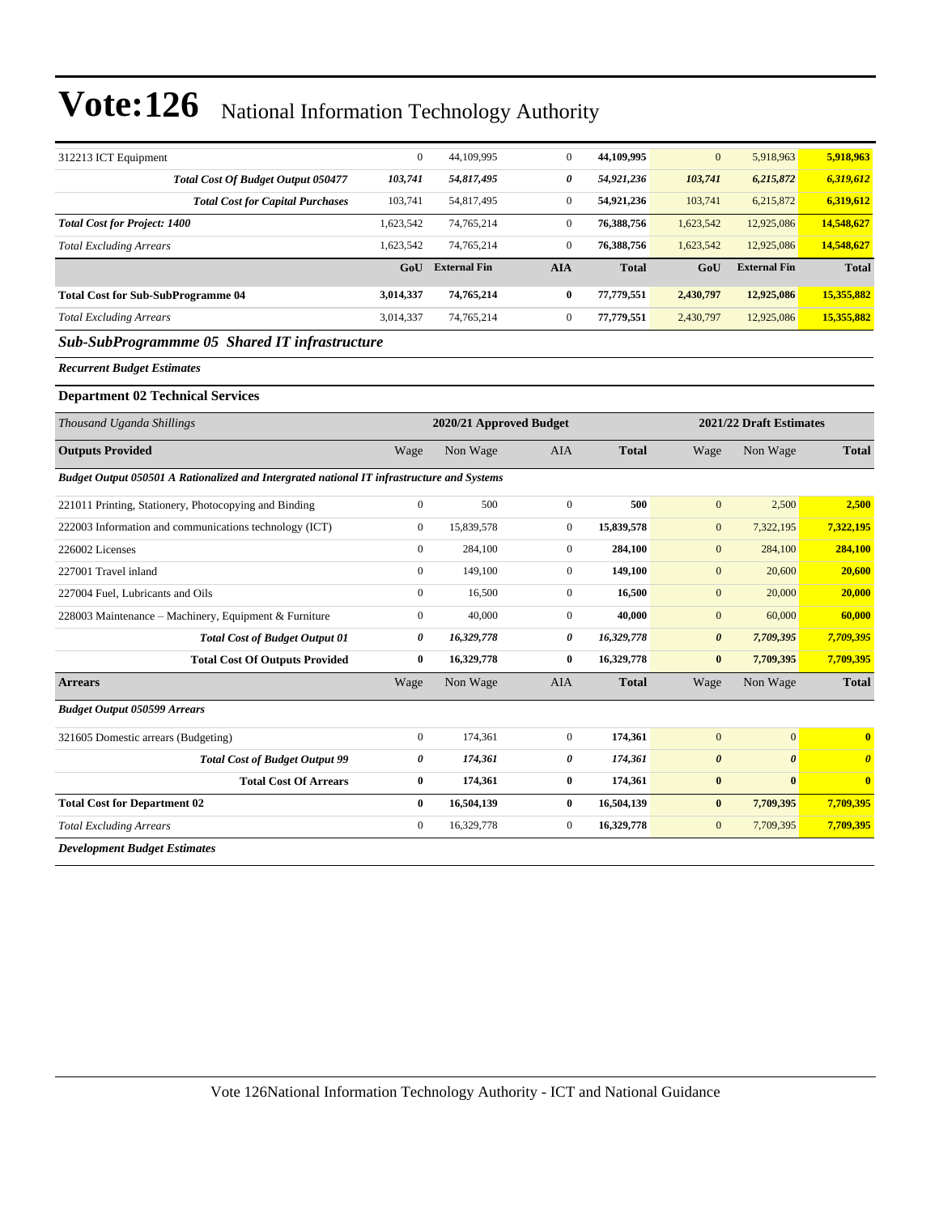| | | | | | | | |
|---|---|---|---|---|---|---|---|
| 312213 ICT Equipment | 0 | 44,109,995 | 0 | **44,109,995** | 0 | 5,918,963 | **5,918,963** |
| ***Total Cost Of Budget Output 050477*** | ***103,741*** | ***54,817,495*** | ***0*** | ***54,921,236*** | ***103,741*** | ***6,215,872*** | ***6,319,612*** |
| **Total Cost for Capital Purchases** | 103,741 | 54,817,495 | 0 | **54,921,236** | 103,741 | 6,215,872 | **6,319,612** |
| ***Total Cost for Project: 1400*** | 1,623,542 | 74,765,214 | 0 | **76,388,756** | 1,623,542 | 12,925,086 | **14,548,627** |
| *Total Excluding Arrears* | 1,623,542 | 74,765,214 | 0 | **76,388,756** | 1,623,542 | 12,925,086 | **14,548,627** |
| | **GoU** | **External Fin** | **AIA** | **Total** | **GoU** | **External Fin** | **Total** |
| **Total Cost for Sub-SubProgramme 04** | **3,014,337** | **74,765,214** | **0** | **77,779,551** | **2,430,797** | **12,925,086** | **15,355,882** |
| *Total Excluding Arrears* | 3,014,337 | 74,765,214 | 0 | **77,779,551** | 2,430,797 | 12,925,086 | **15,355,882** |

### *Sub-SubProgrammme 05 Shared IT infrastructure*

***Recurrent Budget Estimates***

**Department 02 Technical Services**

| *Thousand Uganda Shillings* | 2020/21 Approved Budget | | | | 2021/22 Draft Estimates | | |
|---|---|---|---|---|---|---|---|
| **Outputs Provided** | Wage | Non Wage | AIA | **Total** | Wage | Non Wage | **Total** |
| ***Budget Output 050501 A Rationalized and Intergrated national IT infrastructure and Systems*** | | | | | | | |
| 221011 Printing, Stationery, Photocopying and Binding | 0 | 500 | 0 | **500** | 0 | 2,500 | **2,500** |
| 222003 Information and communications technology (ICT) | 0 | 15,839,578 | 0 | **15,839,578** | 0 | 7,322,195 | **7,322,195** |
| 226002 Licenses | 0 | 284,100 | 0 | **284,100** | 0 | 284,100 | **284,100** |
| 227001 Travel inland | 0 | 149,100 | 0 | **149,100** | 0 | 20,600 | **20,600** |
| 227004 Fuel, Lubricants and Oils | 0 | 16,500 | 0 | **16,500** | 0 | 20,000 | **20,000** |
| 228003 Maintenance – Machinery, Equipment & Furniture | 0 | 40,000 | 0 | **40,000** | 0 | 60,000 | **60,000** |
| ***Total Cost of Budget Output 01*** | ***0*** | ***16,329,778*** | ***0*** | ***16,329,778*** | ***0*** | ***7,709,395*** | ***7,709,395*** |
| **Total Cost Of Outputs Provided** | **0** | **16,329,778** | **0** | **16,329,778** | **0** | **7,709,395** | **7,709,395** |
| **Arrears** | Wage | Non Wage | AIA | **Total** | Wage | Non Wage | **Total** |
| ***Budget Output 050599 Arrears*** | | | | | | | |
| 321605 Domestic arrears (Budgeting) | 0 | 174,361 | 0 | **174,361** | 0 | 0 | **0** |
| ***Total Cost of Budget Output 99*** | ***0*** | ***174,361*** | ***0*** | ***174,361*** | ***0*** | ***0*** | ***0*** |
| **Total Cost Of Arrears** | **0** | **174,361** | **0** | **174,361** | **0** | **0** | **0** |
| **Total Cost for Department 02** | **0** | **16,504,139** | **0** | **16,504,139** | **0** | **7,709,395** | **7,709,395** |
| *Total Excluding Arrears* | 0 | 16,329,778 | 0 | **16,329,778** | 0 | 7,709,395 | **7,709,395** |

***Development Budget Estimates***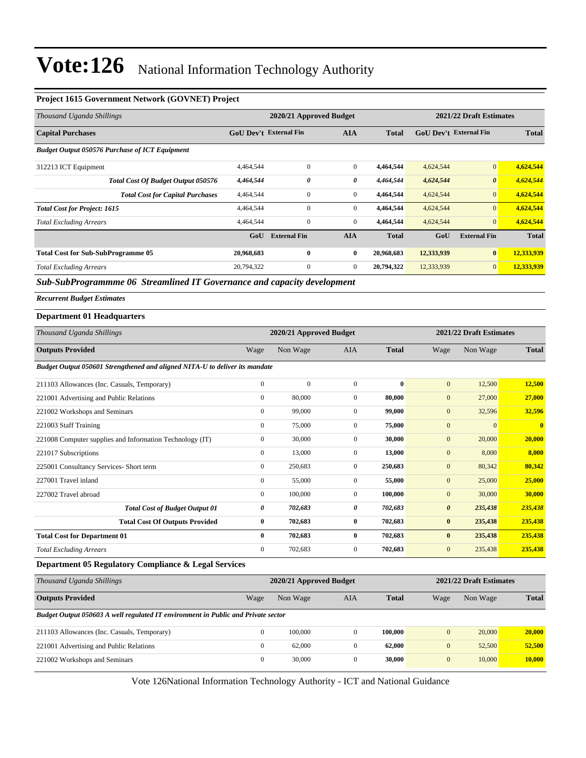# Vote:126 National Information Technology Authority

### Project 1615 Government Network (GOVNET) Project

| *Thousand Uganda Shillings* | 2020/21 Approved Budget | | | | 2021/22 Draft Estimates | | |
|---|---|---|---|---|---|---|---|
| **Capital Purchases** | **GoU Dev't** | **External Fin** | **AIA** | **Total** | **GoU Dev't** | **External Fin** | **Total** |
| ***Budget Output 050576 Purchase of ICT Equipment*** | | | | | | | |
| 312213 ICT Equipment | 4,464,544 | 0 | 0 | **4,464,544** | 4,624,544 | 0 | **4,624,544** |
| ***Total Cost Of Budget Output 050576*** | ***4,464,544*** | ***0*** | ***0*** | ***4,464,544*** | ***4,624,544*** | ***0*** | ***4,624,544*** |
| ***Total Cost for Capital Purchases*** | 4,464,544 | 0 | 0 | **4,464,544** | 4,624,544 | 0 | **4,624,544** |
| ***Total Cost for Project: 1615*** | 4,464,544 | 0 | 0 | **4,464,544** | 4,624,544 | 0 | **4,624,544** |
| *Total Excluding Arrears* | 4,464,544 | 0 | 0 | **4,464,544** | 4,624,544 | 0 | **4,624,544** |
| | **GoU** | **External Fin** | **AIA** | **Total** | **GoU** | **External Fin** | **Total** |
| **Total Cost for Sub-SubProgramme 05** | **20,968,683** | **0** | **0** | **20,968,683** | **12,333,939** | **0** | **12,333,939** |
| *Total Excluding Arrears* | 20,794,322 | 0 | 0 | **20,794,322** | 12,333,939 | 0 | **12,333,939** |

## *Sub-SubProgrammme 06 Streamlined IT Governance and capacity development*

***Recurrent Budget Estimates***

### Department 01 Headquarters

| *Thousand Uganda Shillings* | 2020/21 Approved Budget | | | | 2021/22 Draft Estimates | | |
|---|---|---|---|---|---|---|---|
| **Outputs Provided** | Wage | Non Wage | AIA | **Total** | Wage | Non Wage | **Total** |
| ***Budget Output 050601 Strengthened and aligned NITA-U to deliver its mandate*** | | | | | | | |
| 211103 Allowances (Inc. Casuals, Temporary) | 0 | 0 | 0 | **0** | 0 | 12,500 | **12,500** |
| 221001 Advertising and Public Relations | 0 | 80,000 | 0 | **80,000** | 0 | 27,000 | **27,000** |
| 221002 Workshops and Seminars | 0 | 99,000 | 0 | **99,000** | 0 | 32,596 | **32,596** |
| 221003 Staff Training | 0 | 75,000 | 0 | **75,000** | 0 | 0 | **0** |
| 221008 Computer supplies and Information Technology (IT) | 0 | 30,000 | 0 | **30,000** | 0 | 20,000 | **20,000** |
| 221017 Subscriptions | 0 | 13,000 | 0 | **13,000** | 0 | 8,000 | **8,000** |
| 225001 Consultancy Services- Short term | 0 | 250,683 | 0 | **250,683** | 0 | 80,342 | **80,342** |
| 227001 Travel inland | 0 | 55,000 | 0 | **55,000** | 0 | 25,000 | **25,000** |
| 227002 Travel abroad | 0 | 100,000 | 0 | **100,000** | 0 | 30,000 | **30,000** |
| ***Total Cost of Budget Output 01*** | ***0*** | ***702,683*** | ***0*** | ***702,683*** | ***0*** | ***235,438*** | ***235,438*** |
| **Total Cost Of Outputs Provided** | **0** | **702,683** | **0** | **702,683** | **0** | **235,438** | **235,438** |
| **Total Cost for Department 01** | **0** | **702,683** | **0** | **702,683** | **0** | **235,438** | **235,438** |
| *Total Excluding Arrears* | 0 | 702,683 | 0 | **702,683** | 0 | 235,438 | **235,438** |

### Department 05 Regulatory Compliance & Legal Services

| *Thousand Uganda Shillings* | 2020/21 Approved Budget | | | | 2021/22 Draft Estimates | | |
|---|---|---|---|---|---|---|---|
| **Outputs Provided** | Wage | Non Wage | AIA | **Total** | Wage | Non Wage | **Total** |
| ***Budget Output 050603 A well regulated IT environment in Public and Private sector*** | | | | | | | |
| 211103 Allowances (Inc. Casuals, Temporary) | 0 | 100,000 | 0 | **100,000** | 0 | 20,000 | **20,000** |
| 221001 Advertising and Public Relations | 0 | 62,000 | 0 | **62,000** | 0 | 52,500 | **52,500** |
| 221002 Workshops and Seminars | 0 | 30,000 | 0 | **30,000** | 0 | 10,000 | **10,000** |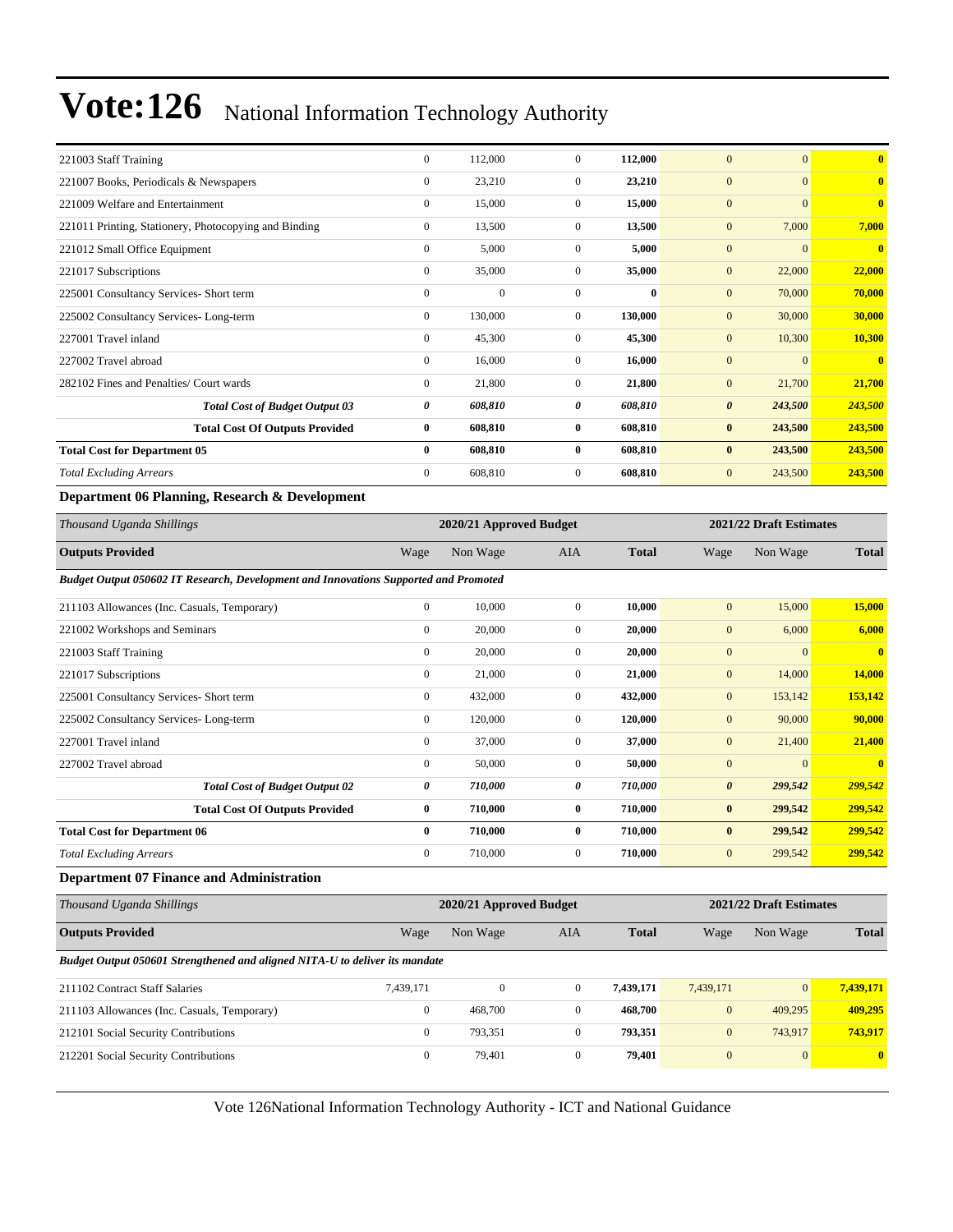# Vote:126 National Information Technology Authority

| | | | | | | | |
|---|---|---|---|---|---|---|---|
| 221003 Staff Training | 0 | 112,000 | 0 | **112,000** | 0 | 0 | **0** |
| 221007 Books, Periodicals & Newspapers | 0 | 23,210 | 0 | **23,210** | 0 | 0 | **0** |
| 221009 Welfare and Entertainment | 0 | 15,000 | 0 | **15,000** | 0 | 0 | **0** |
| 221011 Printing, Stationery, Photocopying and Binding | 0 | 13,500 | 0 | **13,500** | 0 | 7,000 | **7,000** |
| 221012 Small Office Equipment | 0 | 5,000 | 0 | **5,000** | 0 | 0 | **0** |
| 221017 Subscriptions | 0 | 35,000 | 0 | **35,000** | 0 | 22,000 | **22,000** |
| 225001 Consultancy Services- Short term | 0 | 0 | 0 | **0** | 0 | 70,000 | **70,000** |
| 225002 Consultancy Services- Long-term | 0 | 130,000 | 0 | **130,000** | 0 | 30,000 | **30,000** |
| 227001 Travel inland | 0 | 45,300 | 0 | **45,300** | 0 | 10,300 | **10,300** |
| 227002 Travel abroad | 0 | 16,000 | 0 | **16,000** | 0 | 0 | **0** |
| 282102 Fines and Penalties/ Court wards | 0 | 21,800 | 0 | **21,800** | 0 | 21,700 | **21,700** |
| ***Total Cost of Budget Output 03*** | ***0*** | ***608,810*** | ***0*** | ***608,810*** | ***0*** | ***243,500*** | ***243,500*** |
| **Total Cost Of Outputs Provided** | **0** | **608,810** | **0** | **608,810** | **0** | **243,500** | **243,500** |
| **Total Cost for Department 05** | **0** | **608,810** | **0** | **608,810** | **0** | **243,500** | **243,500** |
| *Total Excluding Arrears* | 0 | 608,810 | 0 | **608,810** | 0 | 243,500 | **243,500** |

**Department 06 Planning, Research & Development**

| *Thousand Uganda Shillings* | 2020/21 Approved Budget | | | | 2021/22 Draft Estimates | | |
|---|---|---|---|---|---|---|---|
| **Outputs Provided** | Wage | Non Wage | AIA | **Total** | Wage | Non Wage | **Total** |
| ***Budget Output 050602 IT Research, Development and Innovations Supported and Promoted*** | | | | | | | |
| 211103 Allowances (Inc. Casuals, Temporary) | 0 | 10,000 | 0 | **10,000** | 0 | 15,000 | **15,000** |
| 221002 Workshops and Seminars | 0 | 20,000 | 0 | **20,000** | 0 | 6,000 | **6,000** |
| 221003 Staff Training | 0 | 20,000 | 0 | **20,000** | 0 | 0 | **0** |
| 221017 Subscriptions | 0 | 21,000 | 0 | **21,000** | 0 | 14,000 | **14,000** |
| 225001 Consultancy Services- Short term | 0 | 432,000 | 0 | **432,000** | 0 | 153,142 | **153,142** |
| 225002 Consultancy Services- Long-term | 0 | 120,000 | 0 | **120,000** | 0 | 90,000 | **90,000** |
| 227001 Travel inland | 0 | 37,000 | 0 | **37,000** | 0 | 21,400 | **21,400** |
| 227002 Travel abroad | 0 | 50,000 | 0 | **50,000** | 0 | 0 | **0** |
| ***Total Cost of Budget Output 02*** | ***0*** | ***710,000*** | ***0*** | ***710,000*** | ***0*** | ***299,542*** | ***299,542*** |
| **Total Cost Of Outputs Provided** | **0** | **710,000** | **0** | **710,000** | **0** | **299,542** | **299,542** |
| **Total Cost for Department 06** | **0** | **710,000** | **0** | **710,000** | **0** | **299,542** | **299,542** |
| *Total Excluding Arrears* | 0 | 710,000 | 0 | **710,000** | 0 | 299,542 | **299,542** |

**Department 07 Finance and Administration**

| *Thousand Uganda Shillings* | 2020/21 Approved Budget | | | | 2021/22 Draft Estimates | | |
|---|---|---|---|---|---|---|---|
| **Outputs Provided** | Wage | Non Wage | AIA | **Total** | Wage | Non Wage | **Total** |
| ***Budget Output 050601 Strengthened and aligned NITA-U to deliver its mandate*** | | | | | | | |
| 211102 Contract Staff Salaries | 7,439,171 | 0 | 0 | **7,439,171** | 7,439,171 | 0 | **7,439,171** |
| 211103 Allowances (Inc. Casuals, Temporary) | 0 | 468,700 | 0 | **468,700** | 0 | 409,295 | **409,295** |
| 212101 Social Security Contributions | 0 | 793,351 | 0 | **793,351** | 0 | 743,917 | **743,917** |
| 212201 Social Security Contributions | 0 | 79,401 | 0 | **79,401** | 0 | 0 | **0** |

Vote 126National Information Technology Authority - ICT and National Guidance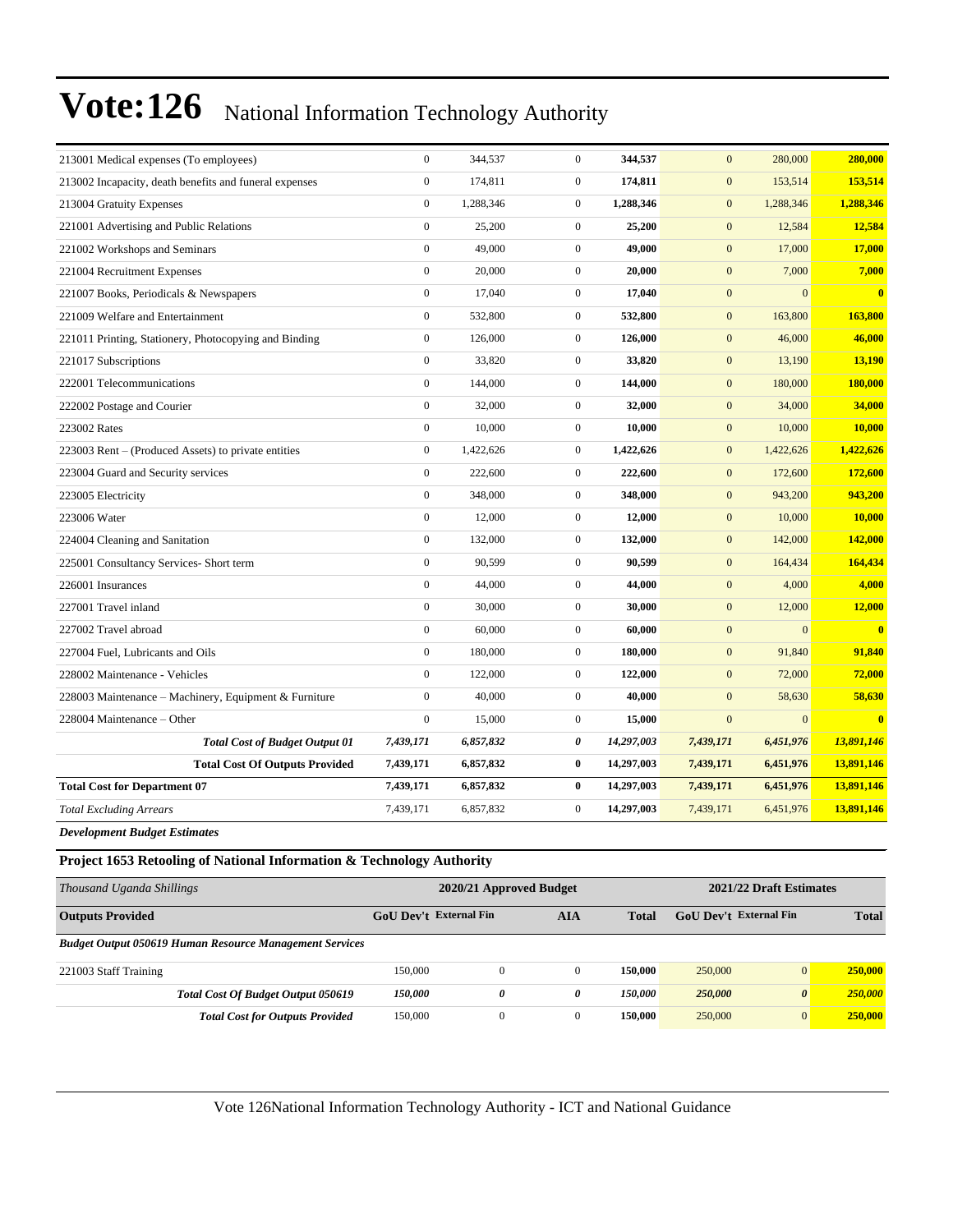# Vote:126 National Information Technology Authority

| | | | | | | | |
|---|---|---|---|---|---|---|---|
| 213001 Medical expenses (To employees) | 0 | 344,537 | 0 | **344,537** | 0 | 280,000 | **280,000** |
| 213002 Incapacity, death benefits and funeral expenses | 0 | 174,811 | 0 | **174,811** | 0 | 153,514 | **153,514** |
| 213004 Gratuity Expenses | 0 | 1,288,346 | 0 | **1,288,346** | 0 | 1,288,346 | **1,288,346** |
| 221001 Advertising and Public Relations | 0 | 25,200 | 0 | **25,200** | 0 | 12,584 | **12,584** |
| 221002 Workshops and Seminars | 0 | 49,000 | 0 | **49,000** | 0 | 17,000 | **17,000** |
| 221004 Recruitment Expenses | 0 | 20,000 | 0 | **20,000** | 0 | 7,000 | **7,000** |
| 221007 Books, Periodicals & Newspapers | 0 | 17,040 | 0 | **17,040** | 0 | 0 | **0** |
| 221009 Welfare and Entertainment | 0 | 532,800 | 0 | **532,800** | 0 | 163,800 | **163,800** |
| 221011 Printing, Stationery, Photocopying and Binding | 0 | 126,000 | 0 | **126,000** | 0 | 46,000 | **46,000** |
| 221017 Subscriptions | 0 | 33,820 | 0 | **33,820** | 0 | 13,190 | **13,190** |
| 222001 Telecommunications | 0 | 144,000 | 0 | **144,000** | 0 | 180,000 | **180,000** |
| 222002 Postage and Courier | 0 | 32,000 | 0 | **32,000** | 0 | 34,000 | **34,000** |
| 223002 Rates | 0 | 10,000 | 0 | **10,000** | 0 | 10,000 | **10,000** |
| 223003 Rent – (Produced Assets) to private entities | 0 | 1,422,626 | 0 | **1,422,626** | 0 | 1,422,626 | **1,422,626** |
| 223004 Guard and Security services | 0 | 222,600 | 0 | **222,600** | 0 | 172,600 | **172,600** |
| 223005 Electricity | 0 | 348,000 | 0 | **348,000** | 0 | 943,200 | **943,200** |
| 223006 Water | 0 | 12,000 | 0 | **12,000** | 0 | 10,000 | **10,000** |
| 224004 Cleaning and Sanitation | 0 | 132,000 | 0 | **132,000** | 0 | 142,000 | **142,000** |
| 225001 Consultancy Services- Short term | 0 | 90,599 | 0 | **90,599** | 0 | 164,434 | **164,434** |
| 226001 Insurances | 0 | 44,000 | 0 | **44,000** | 0 | 4,000 | **4,000** |
| 227001 Travel inland | 0 | 30,000 | 0 | **30,000** | 0 | 12,000 | **12,000** |
| 227002 Travel abroad | 0 | 60,000 | 0 | **60,000** | 0 | 0 | **0** |
| 227004 Fuel, Lubricants and Oils | 0 | 180,000 | 0 | **180,000** | 0 | 91,840 | **91,840** |
| 228002 Maintenance - Vehicles | 0 | 122,000 | 0 | **122,000** | 0 | 72,000 | **72,000** |
| 228003 Maintenance – Machinery, Equipment & Furniture | 0 | 40,000 | 0 | **40,000** | 0 | 58,630 | **58,630** |
| 228004 Maintenance – Other | 0 | 15,000 | 0 | **15,000** | 0 | 0 | **0** |
| ***Total Cost of Budget Output 01*** | ***7,439,171*** | ***6,857,832*** | ***0*** | ***14,297,003*** | ***7,439,171*** | ***6,451,976*** | ***13,891,146*** |
| **Total Cost Of Outputs Provided** | **7,439,171** | **6,857,832** | **0** | **14,297,003** | **7,439,171** | **6,451,976** | **13,891,146** |
| **Total Cost for Department 07** | **7,439,171** | **6,857,832** | **0** | **14,297,003** | **7,439,171** | **6,451,976** | **13,891,146** |
| *Total Excluding Arrears* | 7,439,171 | 6,857,832 | 0 | **14,297,003** | 7,439,171 | 6,451,976 | **13,891,146** |

***Development Budget Estimates***

### Project 1653 Retooling of National Information & Technology Authority

| *Thousand Uganda Shillings* | 2020/21 Approved Budget | | | | 2021/22 Draft Estimates | | |
|---|---|---|---|---|---|---|---|
| **Outputs Provided** | **GoU Dev't** | **External Fin** | **AIA** | **Total** | **GoU Dev't** | **External Fin** | **Total** |
| ***Budget Output 050619 Human Resource Management Services*** | | | | | | | |
| 221003 Staff Training | 150,000 | 0 | 0 | **150,000** | 250,000 | 0 | **250,000** |
| ***Total Cost Of Budget Output 050619*** | ***150,000*** | ***0*** | ***0*** | ***150,000*** | ***250,000*** | ***0*** | ***250,000*** |
| ***Total Cost for Outputs Provided*** | 150,000 | 0 | 0 | **150,000** | 250,000 | 0 | **250,000** |

Vote 126National Information Technology Authority - ICT and National Guidance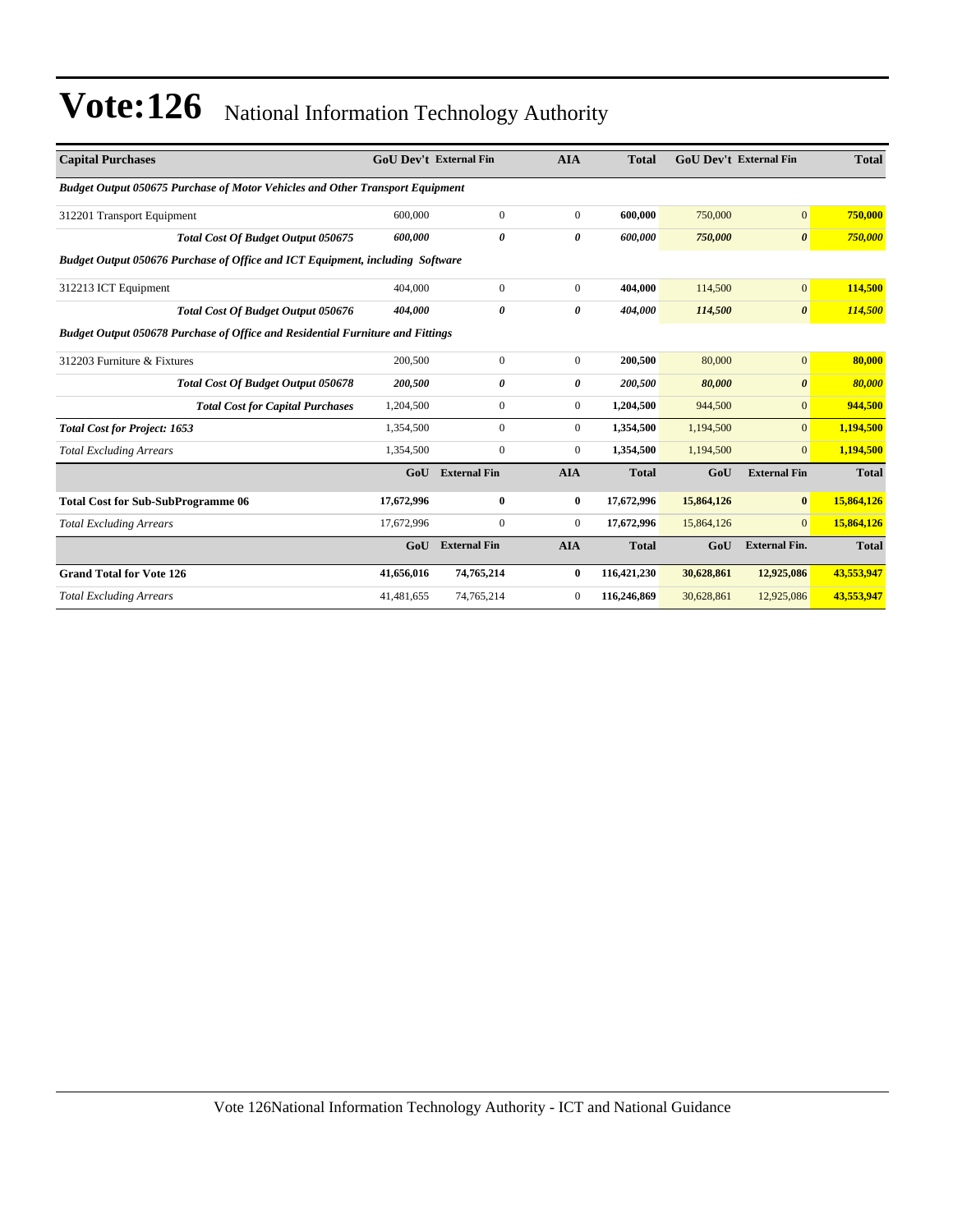# Vote:126 National Information Technology Authority

| Capital Purchases | GoU Dev't | External Fin | AIA | Total | GoU Dev't | External Fin | Total |
|---|---|---|---|---|---|---|---|
| ***Budget Output 050675 Purchase of Motor Vehicles and Other Transport Equipment*** | | | | | | | |
| 312201 Transport Equipment | 600,000 | 0 | 0 | **600,000** | 750,000 | 0 | **750,000** |
| ***Total Cost Of Budget Output 050675*** | ***600,000*** | ***0*** | ***0*** | ***600,000*** | ***750,000*** | ***0*** | ***750,000*** |
| ***Budget Output 050676 Purchase of Office and ICT Equipment, including Software*** | | | | | | | |
| 312213 ICT Equipment | 404,000 | 0 | 0 | **404,000** | 114,500 | 0 | **114,500** |
| ***Total Cost Of Budget Output 050676*** | ***404,000*** | ***0*** | ***0*** | ***404,000*** | ***114,500*** | ***0*** | ***114,500*** |
| ***Budget Output 050678 Purchase of Office and Residential Furniture and Fittings*** | | | | | | | |
| 312203 Furniture & Fixtures | 200,500 | 0 | 0 | **200,500** | 80,000 | 0 | **80,000** |
| ***Total Cost Of Budget Output 050678*** | ***200,500*** | ***0*** | ***0*** | ***200,500*** | ***80,000*** | ***0*** | ***80,000*** |
| ***Total Cost for Capital Purchases*** | 1,204,500 | 0 | 0 | **1,204,500** | 944,500 | 0 | **944,500** |
| ***Total Cost for Project: 1653*** | 1,354,500 | 0 | 0 | **1,354,500** | 1,194,500 | 0 | **1,194,500** |
| *Total Excluding Arrears* | 1,354,500 | 0 | 0 | **1,354,500** | 1,194,500 | 0 | **1,194,500** |
| | **GoU** | **External Fin** | **AIA** | **Total** | **GoU** | **External Fin** | **Total** |
| **Total Cost for Sub-SubProgramme 06** | **17,672,996** | **0** | **0** | **17,672,996** | **15,864,126** | **0** | **15,864,126** |
| *Total Excluding Arrears* | 17,672,996 | 0 | 0 | **17,672,996** | 15,864,126 | 0 | **15,864,126** |
| | **GoU** | **External Fin** | **AIA** | **Total** | **GoU** | **External Fin.** | **Total** |
| **Grand Total for Vote 126** | **41,656,016** | **74,765,214** | **0** | **116,421,230** | **30,628,861** | **12,925,086** | **43,553,947** |
| *Total Excluding Arrears* | 41,481,655 | 74,765,214 | 0 | **116,246,869** | 30,628,861 | 12,925,086 | **43,553,947** |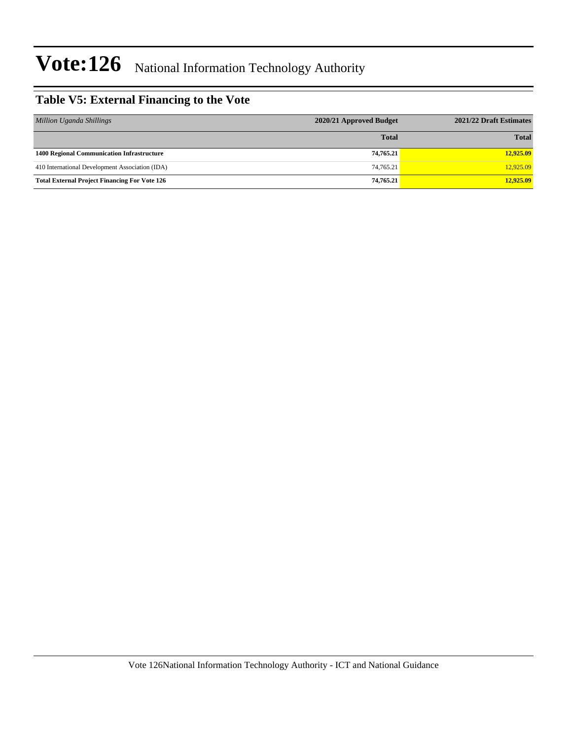# Vote:126 National Information Technology Authority

## Table V5: External Financing to the Vote

| *Million Uganda Shillings* | 2020/21 Approved Budget | 2021/22 Draft Estimates |
|---|---|---|
| | **Total** | **Total** |
| **1400 Regional Communication Infrastructure** | **74,765.21** | **12,925.09** |
| 410 International Development Association (IDA) | 74,765.21 | 12,925.09 |
| **Total External Project Financing For Vote 126** | **74,765.21** | **12,925.09** |